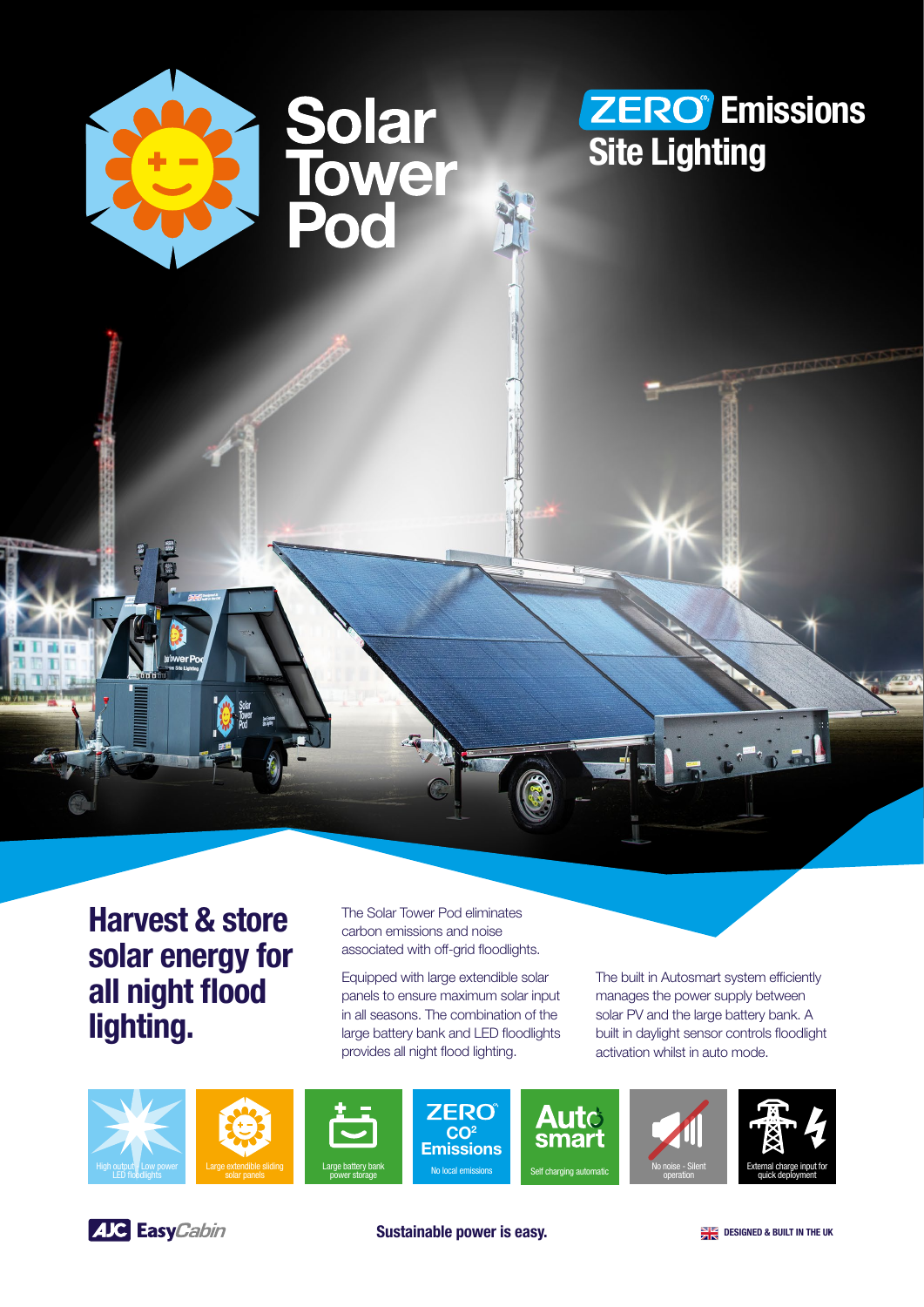# Solar Tower Pod

## ZERO Emissions Site Lighting

## Harvest & store solar energy for all night flood lighting.

The Solar Tower Pod eliminates carbon emissions and noise associated with off-grid floodlights.

Equipped with large extendible solar panels to ensure maximum solar input in all seasons. The combination of the large battery bank and LED floodlights provides all night flood lighting.

The built in Autosmart system efficiently manages the power supply between solar PV and the large battery bank. A built in daylight sensor controls floodlight activation whilst in auto mode.

- High output / Low power LED floodlights
- Large extendible sliding solar panels
- Large battery bank power storage
- ZERO $CO_2$ Emissions – No local emissions
- Auto smart – Self charging automatic
- No noise - Silent operation
- External charge input for quick deployment

AJC EasyCabin

Sustainable power is easy.

DESIGNED & BUILT IN THE UK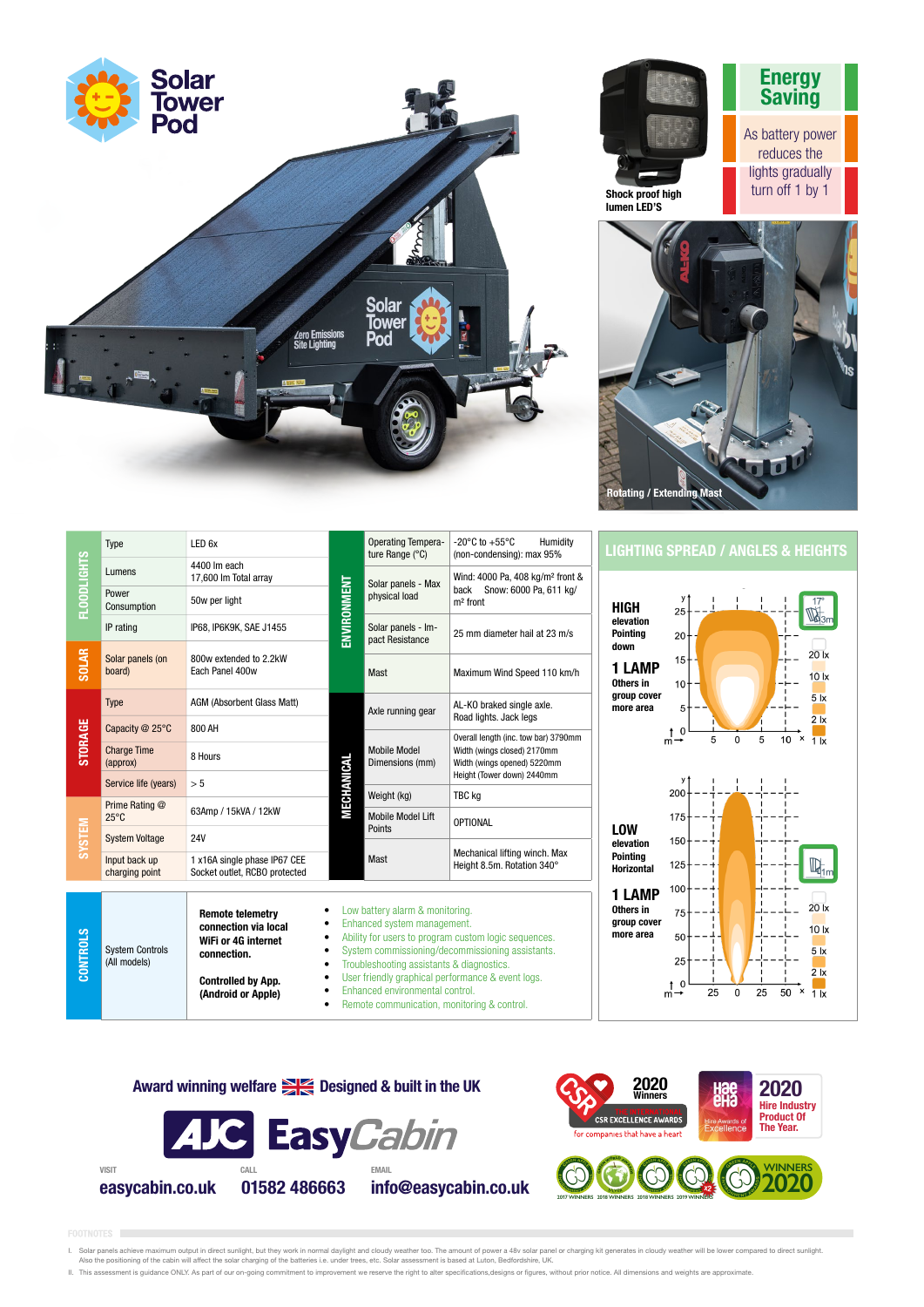# Solar Tower Pod

Zero Emissions Site Lighting

Shock proof high lumen LED'S

**Energy Saving**

As battery power reduces the lights gradually turn off 1 by 1

Rotating / Extending Mast

| | | |
|---|---|---|
| FLOODLIGHTS | Type | LED 6x |
| | Lumens | 4400 lm each<br>17,600 lm Total array |
| | Power Consumption | 50w per light |
| | IP rating | IP68, IP6K9K, SAE J1455 |
| SOLAR | Solar panels (on board) | 800w extended to 2.2kW<br>Each Panel 400w |
| STORAGE | Type | AGM (Absorbent Glass Matt) |
| | Capacity @ 25°C | 800 AH |
| | Charge Time (approx) | 8 Hours |
| | Service life (years) | > 5 |
| SYSTEM | Prime Rating @ 25°C | 63Amp / 15kVA / 12kW |
| | System Voltage | 24V |
| | Input back up charging point | 1 x16A single phase IP67 CEE Socket outlet, RCBO protected |

| | | |
|---|---|---|
| ENVIRONMENT | Operating Temperature Range (°C) | -20°C to +55°C Humidity (non-condensing): max 95% |
| | Solar panels - Max physical load | Wind: 4000 Pa, 408 kg/m² front & back Snow: 6000 Pa, 611 kg/m² front |
| | Solar panels - Impact Resistance | 25 mm diameter hail at 23 m/s |
| | Mast | Maximum Wind Speed 110 km/h |
| MECHANICAL | Axle running gear | AL-KO braked single axle. Road lights. Jack legs |
| | Mobile Model Dimensions (mm) | Overall length (inc. tow bar) 3790mm<br>Width (wings closed) 2170mm<br>Width (wings opened) 5220mm<br>Height (Tower down) 2440mm |
| | Weight (kg) | TBC kg |
| | Mobile Model Lift Points | OPTIONAL |
| | Mast | Mechanical lifting winch. Max Height 8.5m. Rotation 340° |

| | | | |
|---|---|---|---|
| CONTROLS | System Controls (All models) | **Remote telemetry connection via local WiFi or 4G internet connection.**<br><br>**Controlled by App. (Android or Apple)** | • Low battery alarm & monitoring.<br>• Enhanced system management.<br>• Ability for users to program custom logic sequences.<br>• System commissioning/decommissioning assistants.<br>• Troubleshooting assistants & diagnostics.<br>• User friendly graphical performance & event logs.<br>• Enhanced environmental control.<br>• Remote communication, monitoring & control. |

## LIGHTING SPREAD / ANGLES & HEIGHTS

**HIGH** elevation Pointing down

**1 LAMP** Others in group cover more area

y 25 20 15 10 5 0 m 5 0 5 10 x

17° 3m

20 lx 10 lx 5 lx 2 lx 1 lx

**LOW** elevation Pointing Horizontal

**1 LAMP** Others in group cover more area

y 200 175 150 125 100 75 50 25 0 m 25 0 25 50 x

1m

20 lx 10 lx 5 lx 2 lx 1 lx

**Award winning welfare** **Designed & built in the UK**

AJC EasyCabin

VISIT **easycabin.co.uk** CALL **01582 486663** EMAIL **info@easycabin.co.uk**

2020 Winners CSR EXCELLENCE AWARDS – for companies that have a heart

2020 Hire Industry Product Of The Year. – Hire Awards of Excellence

2017 WINNERS 2018 WINNERS 2018 WINNERS 2019 WINNERS – WINNERS 2020

FOOTNOTES

I. Solar panels achieve maximum output in direct sunlight, but they work in normal daylight and cloudy weather too. The amount of power a 48v solar panel or charging kit generates in cloudy weather will be lower compared to direct sunlight. Also the positioning of the cabin will affect the solar charging of the batteries i.e. under trees, etc. Solar assessment is based at Luton, Bedfordshire, UK.

II. This assessment is guidance ONLY. As part of our on-going commitment to improvement we reserve the right to alter specifications,designs or figures, without prior notice. All dimensions and weights are approximate.